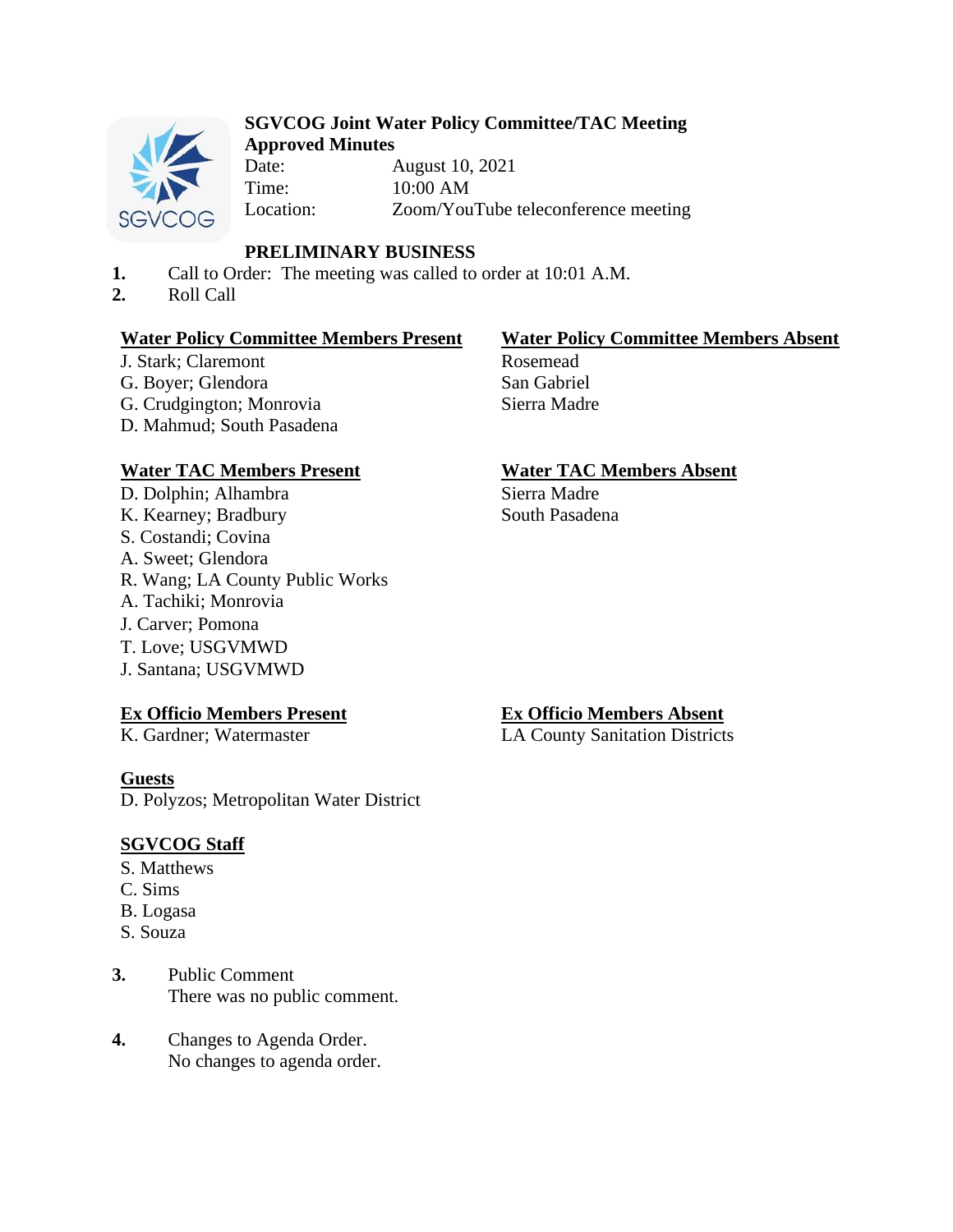# SGVCOG Joint Water Policy Committee/TAC Meeting
## Approved Minutes

Date: August 10, 2021
Time: 10:00 AM
Location: Zoom/YouTube teleconference meeting

## PRELIMINARY BUSINESS

1. Call to Order: The meeting was called to order at 10:01 A.M.
2. Roll Call

**Water Policy Committee Members Present**
J. Stark; Claremont
G. Boyer; Glendora
G. Crudgington; Monrovia
D. Mahmud; South Pasadena

**Water Policy Committee Members Absent**
Rosemead
San Gabriel
Sierra Madre

**Water TAC Members Present**
D. Dolphin; Alhambra
K. Kearney; Bradbury
S. Costandi; Covina
A. Sweet; Glendora
R. Wang; LA County Public Works
A. Tachiki; Monrovia
J. Carver; Pomona
T. Love; USGVMWD
J. Santana; USGVMWD

**Water TAC Members Absent**
Sierra Madre
South Pasadena

**Ex Officio Members Present**
K. Gardner; Watermaster

**Ex Officio Members Absent**
LA County Sanitation Districts

**Guests**
D. Polyzos; Metropolitan Water District

**SGVCOG Staff**
S. Matthews
C. Sims
B. Logasa
S. Souza

3. Public Comment
   There was no public comment.

4. Changes to Agenda Order.
   No changes to agenda order.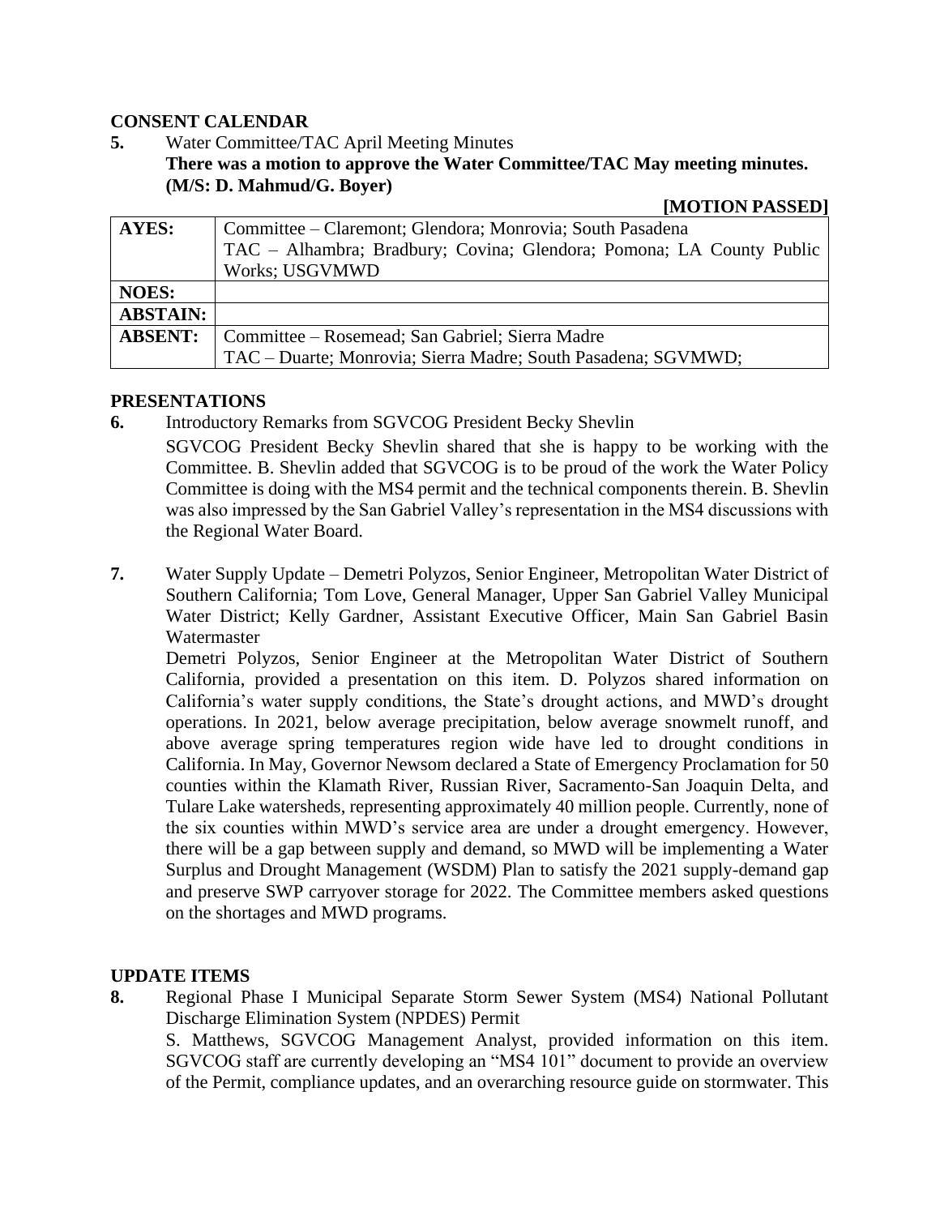## CONSENT CALENDAR

**5.** Water Committee/TAC April Meeting Minutes

**There was a motion to approve the Water Committee/TAC May meeting minutes. (M/S: D. Mahmud/G. Boyer)**

**[MOTION PASSED]**

| | |
|---|---|
| **AYES:** | Committee – Claremont; Glendora; Monrovia; South Pasadena<br>TAC – Alhambra; Bradbury; Covina; Glendora; Pomona; LA County Public Works; USGVMWD |
| **NOES:** | |
| **ABSTAIN:** | |
| **ABSENT:** | Committee – Rosemead; San Gabriel; Sierra Madre<br>TAC – Duarte; Monrovia; Sierra Madre; South Pasadena; SGVMWD; |

## PRESENTATIONS

**6.** Introductory Remarks from SGVCOG President Becky Shevlin

SGVCOG President Becky Shevlin shared that she is happy to be working with the Committee. B. Shevlin added that SGVCOG is to be proud of the work the Water Policy Committee is doing with the MS4 permit and the technical components therein. B. Shevlin was also impressed by the San Gabriel Valley's representation in the MS4 discussions with the Regional Water Board.

**7.** Water Supply Update – Demetri Polyzos, Senior Engineer, Metropolitan Water District of Southern California; Tom Love, General Manager, Upper San Gabriel Valley Municipal Water District; Kelly Gardner, Assistant Executive Officer, Main San Gabriel Basin Watermaster

Demetri Polyzos, Senior Engineer at the Metropolitan Water District of Southern California, provided a presentation on this item. D. Polyzos shared information on California's water supply conditions, the State's drought actions, and MWD's drought operations. In 2021, below average precipitation, below average snowmelt runoff, and above average spring temperatures region wide have led to drought conditions in California. In May, Governor Newsom declared a State of Emergency Proclamation for 50 counties within the Klamath River, Russian River, Sacramento-San Joaquin Delta, and Tulare Lake watersheds, representing approximately 40 million people. Currently, none of the six counties within MWD's service area are under a drought emergency. However, there will be a gap between supply and demand, so MWD will be implementing a Water Surplus and Drought Management (WSDM) Plan to satisfy the 2021 supply-demand gap and preserve SWP carryover storage for 2022. The Committee members asked questions on the shortages and MWD programs.

## UPDATE ITEMS

**8.** Regional Phase I Municipal Separate Storm Sewer System (MS4) National Pollutant Discharge Elimination System (NPDES) Permit

S. Matthews, SGVCOG Management Analyst, provided information on this item. SGVCOG staff are currently developing an "MS4 101" document to provide an overview of the Permit, compliance updates, and an overarching resource guide on stormwater. This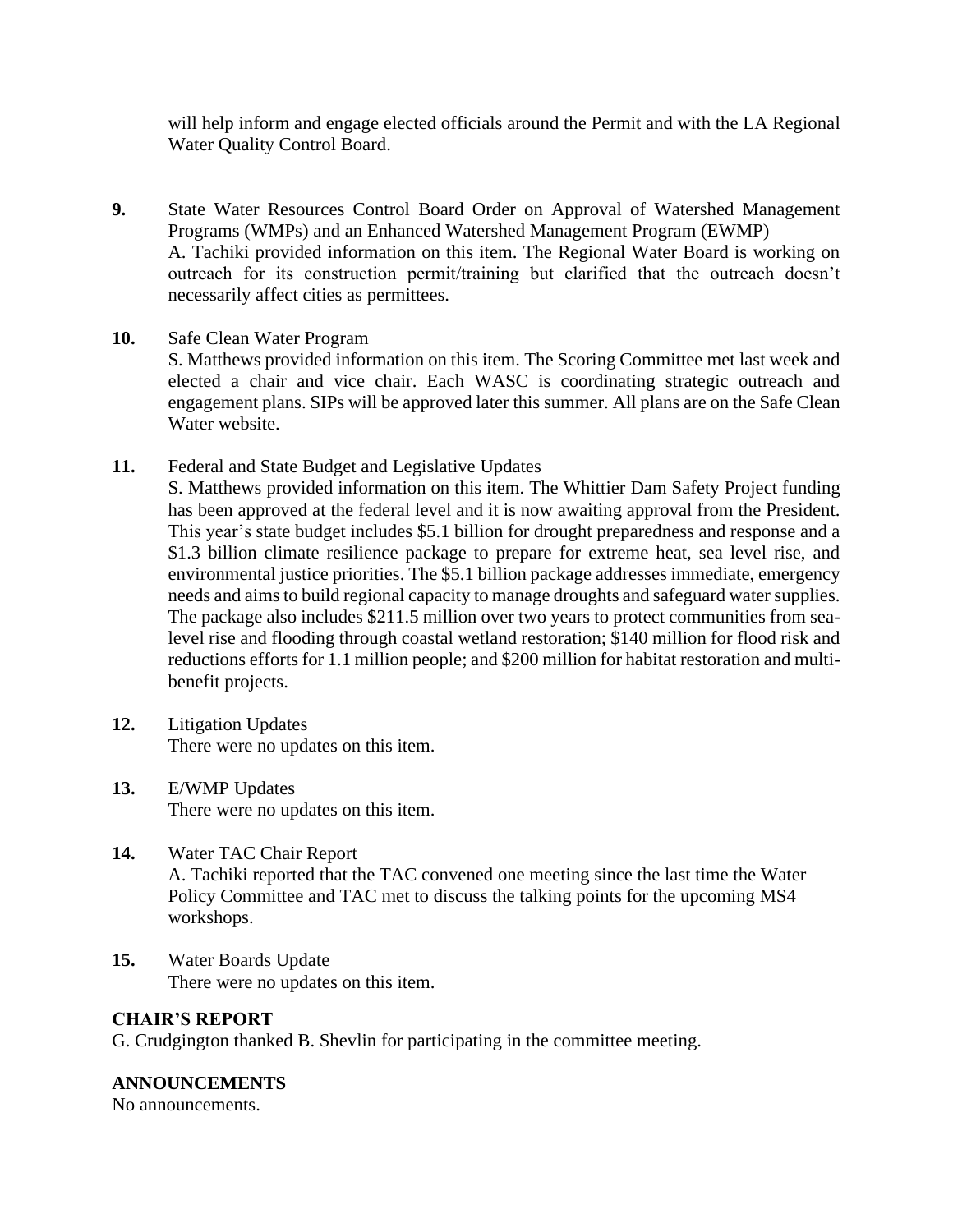will help inform and engage elected officials around the Permit and with the LA Regional Water Quality Control Board.

**9.** State Water Resources Control Board Order on Approval of Watershed Management Programs (WMPs) and an Enhanced Watershed Management Program (EWMP)
A. Tachiki provided information on this item. The Regional Water Board is working on outreach for its construction permit/training but clarified that the outreach doesn't necessarily affect cities as permittees.

**10.** Safe Clean Water Program
S. Matthews provided information on this item. The Scoring Committee met last week and elected a chair and vice chair. Each WASC is coordinating strategic outreach and engagement plans. SIPs will be approved later this summer. All plans are on the Safe Clean Water website.

**11.** Federal and State Budget and Legislative Updates
S. Matthews provided information on this item. The Whittier Dam Safety Project funding has been approved at the federal level and it is now awaiting approval from the President. This year's state budget includes $5.1 billion for drought preparedness and response and a $1.3 billion climate resilience package to prepare for extreme heat, sea level rise, and environmental justice priorities. The $5.1 billion package addresses immediate, emergency needs and aims to build regional capacity to manage droughts and safeguard water supplies. The package also includes $211.5 million over two years to protect communities from sea-level rise and flooding through coastal wetland restoration; $140 million for flood risk and reductions efforts for 1.1 million people; and $200 million for habitat restoration and multi-benefit projects.

**12.** Litigation Updates
There were no updates on this item.

**13.** E/WMP Updates
There were no updates on this item.

**14.** Water TAC Chair Report
A. Tachiki reported that the TAC convened one meeting since the last time the Water Policy Committee and TAC met to discuss the talking points for the upcoming MS4 workshops.

**15.** Water Boards Update
There were no updates on this item.

## CHAIR'S REPORT

G. Crudgington thanked B. Shevlin for participating in the committee meeting.

## ANNOUNCEMENTS

No announcements.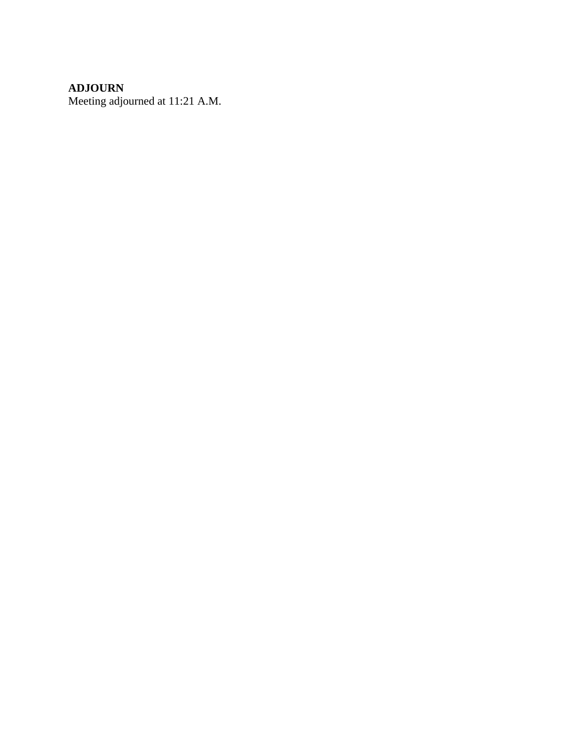**ADJOURN**

Meeting adjourned at 11:21 A.M.